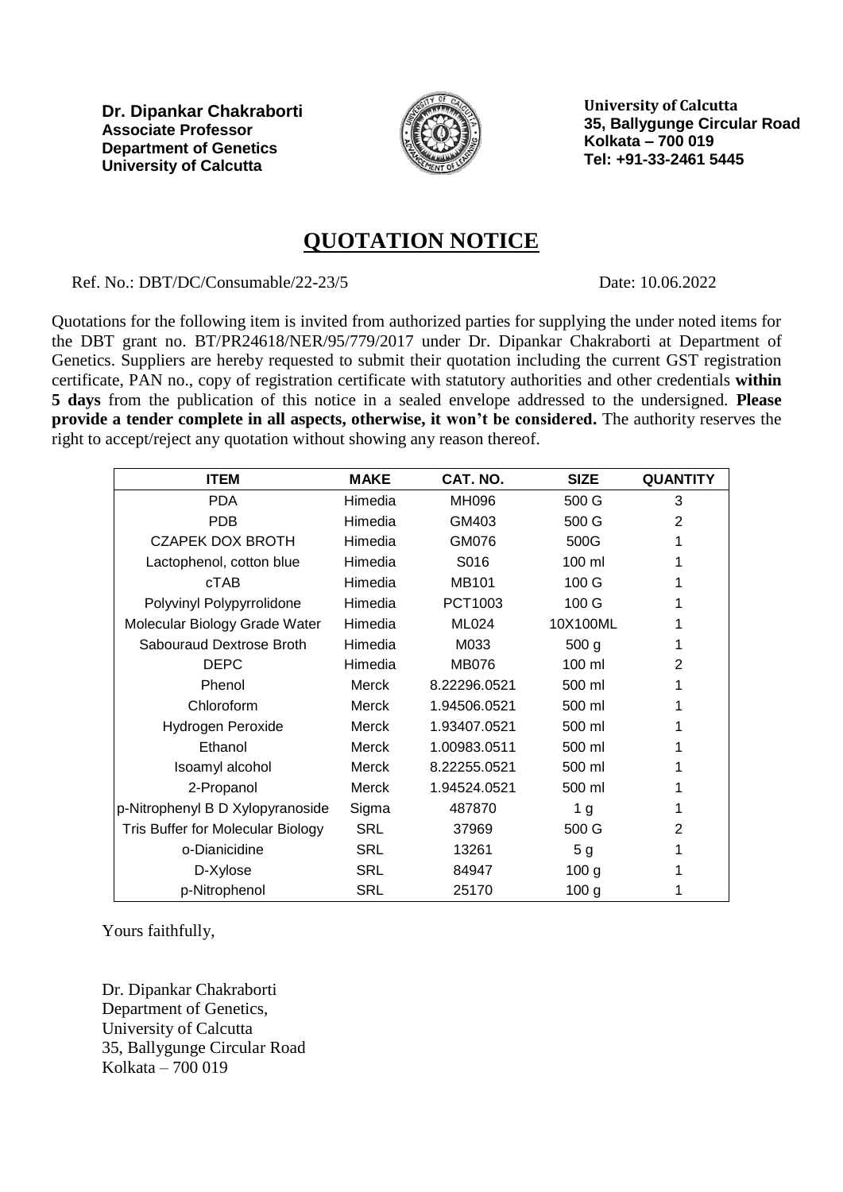**Dr. Dipankar Chakraborti**
**Associate Professor**
**Department of Genetics**
**University of Calcutta**

**University of Calcutta**
**35, Ballygunge Circular Road**
**Kolkata – 700 019**
**Tel: +91-33-2461 5445**

# QUOTATION NOTICE

Ref. No.: DBT/DC/Consumable/22-23/5 Date: 10.06.2022

Quotations for the following item is invited from authorized parties for supplying the under noted items for the DBT grant no. BT/PR24618/NER/95/779/2017 under Dr. Dipankar Chakraborti at Department of Genetics. Suppliers are hereby requested to submit their quotation including the current GST registration certificate, PAN no., copy of registration certificate with statutory authorities and other credentials **within 5 days** from the publication of this notice in a sealed envelope addressed to the undersigned. **Please provide a tender complete in all aspects, otherwise, it won't be considered.** The authority reserves the right to accept/reject any quotation without showing any reason thereof.

| ITEM | MAKE | CAT. NO. | SIZE | QUANTITY |
|---|---|---|---|---|
| PDA | Himedia | MH096 | 500 G | 3 |
| PDB | Himedia | GM403 | 500 G | 2 |
| CZAPEK DOX BROTH | Himedia | GM076 | 500G | 1 |
| Lactophenol, cotton blue | Himedia | S016 | 100 ml | 1 |
| cTAB | Himedia | MB101 | 100 G | 1 |
| Polyvinyl Polypyrrolidone | Himedia | PCT1003 | 100 G | 1 |
| Molecular Biology Grade Water | Himedia | ML024 | 10X100ML | 1 |
| Sabouraud Dextrose Broth | Himedia | M033 | 500 g | 1 |
| DEPC | Himedia | MB076 | 100 ml | 2 |
| Phenol | Merck | 8.22296.0521 | 500 ml | 1 |
| Chloroform | Merck | 1.94506.0521 | 500 ml | 1 |
| Hydrogen Peroxide | Merck | 1.93407.0521 | 500 ml | 1 |
| Ethanol | Merck | 1.00983.0511 | 500 ml | 1 |
| Isoamyl alcohol | Merck | 8.22255.0521 | 500 ml | 1 |
| 2-Propanol | Merck | 1.94524.0521 | 500 ml | 1 |
| p-Nitrophenyl B D Xylopyranoside | Sigma | 487870 | 1 g | 1 |
| Tris Buffer for Molecular Biology | SRL | 37969 | 500 G | 2 |
| o-Dianicidine | SRL | 13261 | 5 g | 1 |
| D-Xylose | SRL | 84947 | 100 g | 1 |
| p-Nitrophenol | SRL | 25170 | 100 g | 1 |

Yours faithfully,

Dr. Dipankar Chakraborti
Department of Genetics,
University of Calcutta
35, Ballygunge Circular Road
Kolkata – 700 019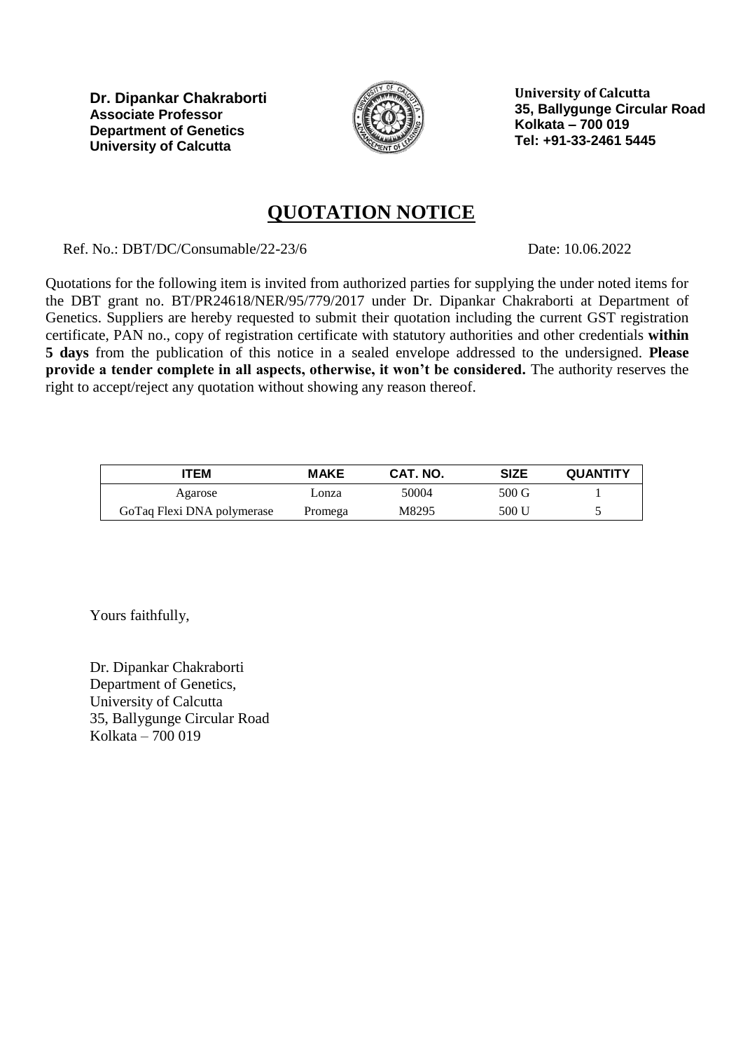**Dr. Dipankar Chakraborti**
**Associate Professor**
**Department of Genetics**
**University of Calcutta**

**University of Calcutta**
**35, Ballygunge Circular Road**
**Kolkata – 700 019**
**Tel: +91-33-2461 5445**

# QUOTATION NOTICE

Ref. No.: DBT/DC/Consumable/22-23/6 Date: 10.06.2022

Quotations for the following item is invited from authorized parties for supplying the under noted items for the DBT grant no. BT/PR24618/NER/95/779/2017 under Dr. Dipankar Chakraborti at Department of Genetics. Suppliers are hereby requested to submit their quotation including the current GST registration certificate, PAN no., copy of registration certificate with statutory authorities and other credentials **within 5 days** from the publication of this notice in a sealed envelope addressed to the undersigned. **Please provide a tender complete in all aspects, otherwise, it won't be considered.** The authority reserves the right to accept/reject any quotation without showing any reason thereof.

| ITEM | MAKE | CAT. NO. | SIZE | QUANTITY |
|---|---|---|---|---|
| Agarose | Lonza | 50004 | 500 G | 1 |
| GoTaq Flexi DNA polymerase | Promega | M8295 | 500 U | 5 |

Yours faithfully,

Dr. Dipankar Chakraborti
Department of Genetics,
University of Calcutta
35, Ballygunge Circular Road
Kolkata – 700 019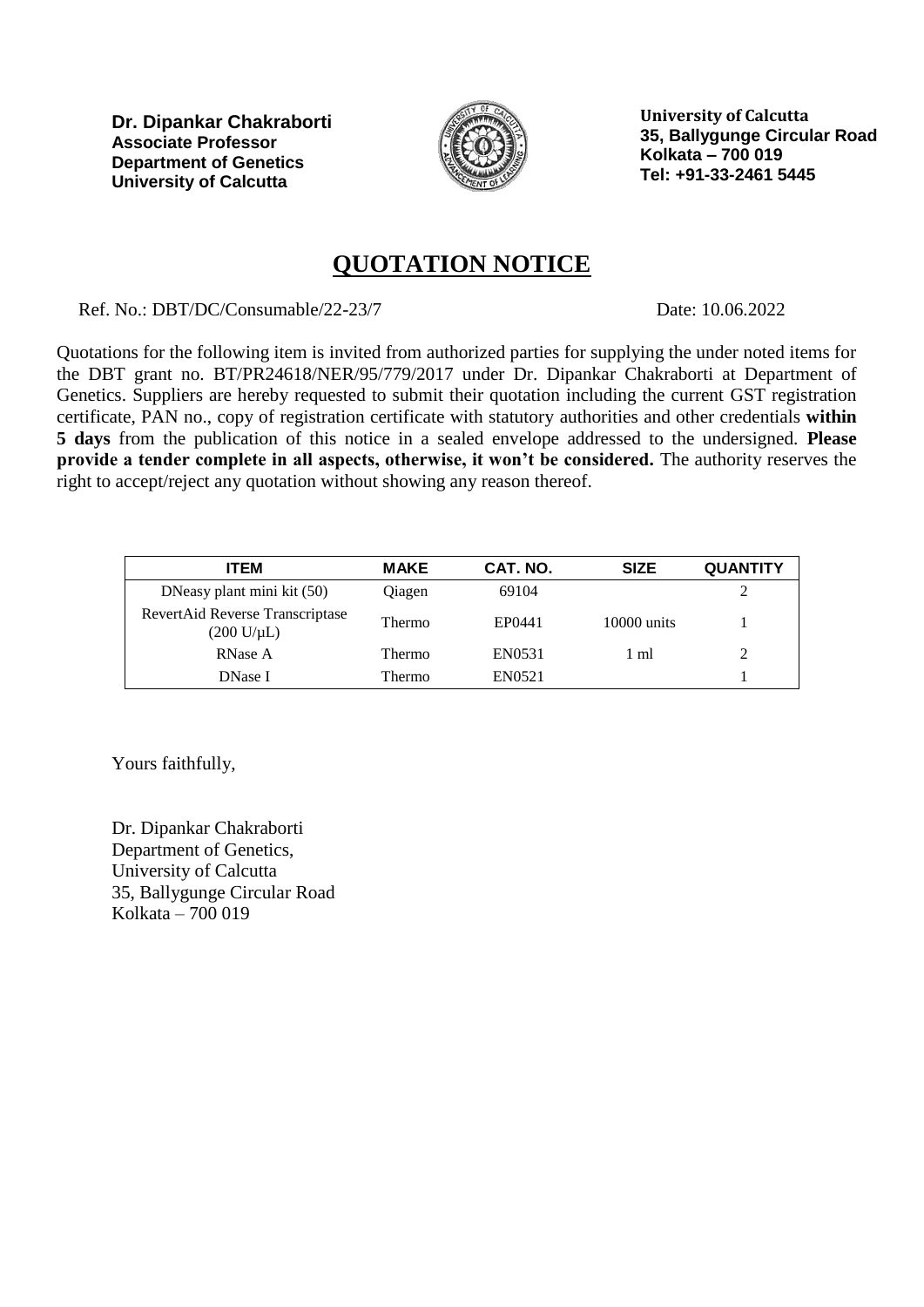**Dr. Dipankar Chakraborti**
**Associate Professor**
**Department of Genetics**
**University of Calcutta**

**University of Calcutta**
**35, Ballygunge Circular Road**
**Kolkata – 700 019**
**Tel: +91-33-2461 5445**

# QUOTATION NOTICE

Ref. No.: DBT/DC/Consumable/22-23/7 Date: 10.06.2022

Quotations for the following item is invited from authorized parties for supplying the under noted items for the DBT grant no. BT/PR24618/NER/95/779/2017 under Dr. Dipankar Chakraborti at Department of Genetics. Suppliers are hereby requested to submit their quotation including the current GST registration certificate, PAN no., copy of registration certificate with statutory authorities and other credentials **within 5 days** from the publication of this notice in a sealed envelope addressed to the undersigned. **Please provide a tender complete in all aspects, otherwise, it won't be considered.** The authority reserves the right to accept/reject any quotation without showing any reason thereof.

| ITEM | MAKE | CAT. NO. | SIZE | QUANTITY |
|---|---|---|---|---|
| DNeasy plant mini kit (50) | Qiagen | 69104 | | 2 |
| RevertAid Reverse Transcriptase (200 U/µL) | Thermo | EP0441 | 10000 units | 1 |
| RNase A | Thermo | EN0531 | 1 ml | 2 |
| DNase I | Thermo | EN0521 | | 1 |

Yours faithfully,

Dr. Dipankar Chakraborti
Department of Genetics,
University of Calcutta
35, Ballygunge Circular Road
Kolkata – 700 019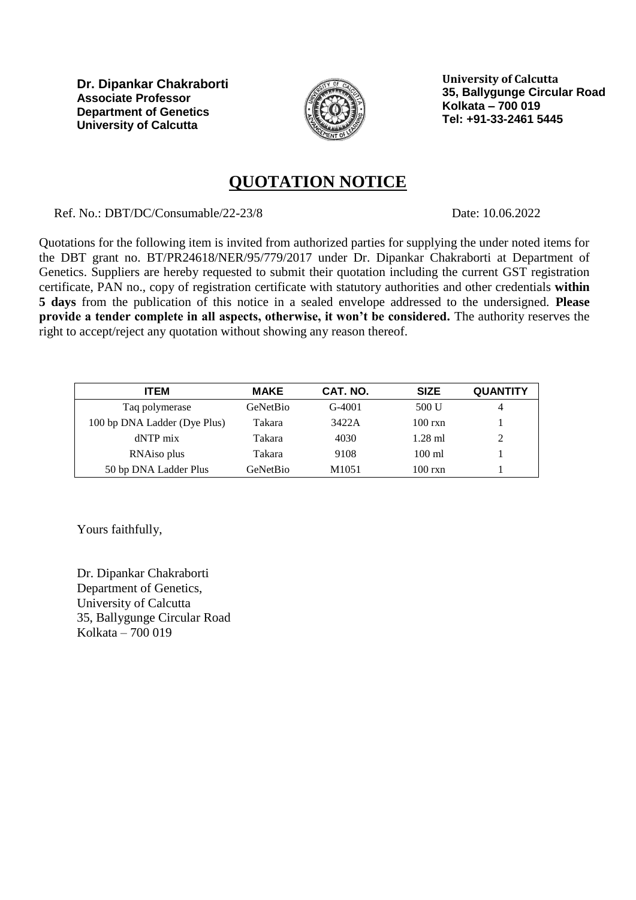**Dr. Dipankar Chakraborti**
**Associate Professor**
**Department of Genetics**
**University of Calcutta**

**University of Calcutta**
**35, Ballygunge Circular Road**
**Kolkata – 700 019**
**Tel: +91-33-2461 5445**

# QUOTATION NOTICE

Ref. No.: DBT/DC/Consumable/22-23/8 Date: 10.06.2022

Quotations for the following item is invited from authorized parties for supplying the under noted items for the DBT grant no. BT/PR24618/NER/95/779/2017 under Dr. Dipankar Chakraborti at Department of Genetics. Suppliers are hereby requested to submit their quotation including the current GST registration certificate, PAN no., copy of registration certificate with statutory authorities and other credentials **within 5 days** from the publication of this notice in a sealed envelope addressed to the undersigned. **Please provide a tender complete in all aspects, otherwise, it won't be considered.** The authority reserves the right to accept/reject any quotation without showing any reason thereof.

| ITEM | MAKE | CAT. NO. | SIZE | QUANTITY |
|---|---|---|---|---|
| Taq polymerase | GeNetBio | G-4001 | 500 U | 4 |
| 100 bp DNA Ladder (Dye Plus) | Takara | 3422A | 100 rxn | 1 |
| dNTP mix | Takara | 4030 | 1.28 ml | 2 |
| RNAiso plus | Takara | 9108 | 100 ml | 1 |
| 50 bp DNA Ladder Plus | GeNetBio | M1051 | 100 rxn | 1 |

Yours faithfully,

Dr. Dipankar Chakraborti
Department of Genetics,
University of Calcutta
35, Ballygunge Circular Road
Kolkata – 700 019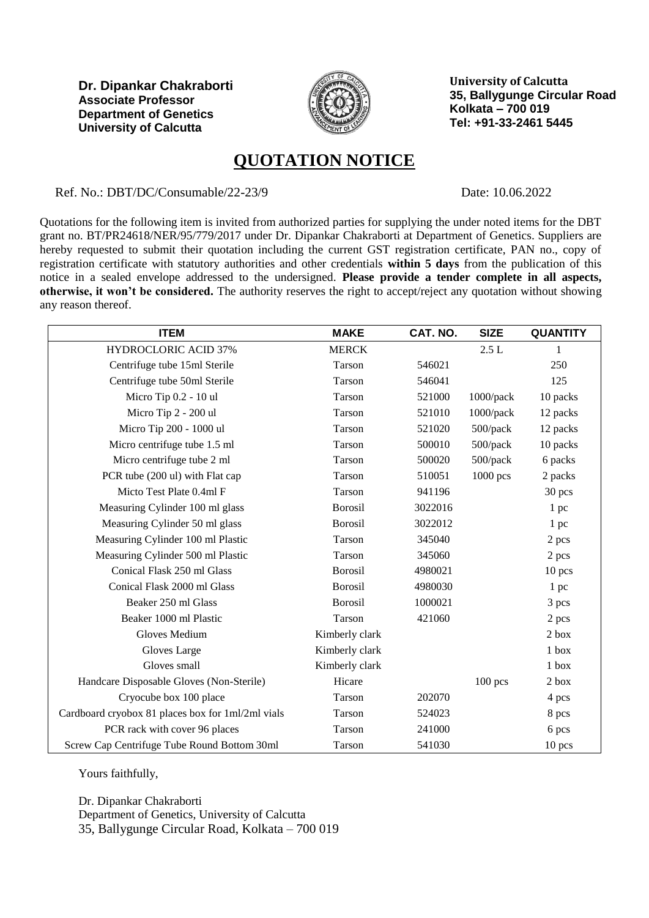**Dr. Dipankar Chakraborti**
**Associate Professor**
**Department of Genetics**
**University of Calcutta**

**University of Calcutta**
**35, Ballygunge Circular Road**
**Kolkata – 700 019**
**Tel: +91-33-2461 5445**

# QUOTATION NOTICE

Ref. No.: DBT/DC/Consumable/22-23/9 Date: 10.06.2022

Quotations for the following item is invited from authorized parties for supplying the under noted items for the DBT grant no. BT/PR24618/NER/95/779/2017 under Dr. Dipankar Chakraborti at Department of Genetics. Suppliers are hereby requested to submit their quotation including the current GST registration certificate, PAN no., copy of registration certificate with statutory authorities and other credentials **within 5 days** from the publication of this notice in a sealed envelope addressed to the undersigned. **Please provide a tender complete in all aspects, otherwise, it won't be considered.** The authority reserves the right to accept/reject any quotation without showing any reason thereof.

| ITEM | MAKE | CAT. NO. | SIZE | QUANTITY |
|---|---|---|---|---|
| HYDROCLORIC ACID 37% | MERCK | | 2.5 L | 1 |
| Centrifuge tube 15ml Sterile | Tarson | 546021 | | 250 |
| Centrifuge tube 50ml Sterile | Tarson | 546041 | | 125 |
| Micro Tip 0.2 - 10 ul | Tarson | 521000 | 1000/pack | 10 packs |
| Micro Tip 2 - 200 ul | Tarson | 521010 | 1000/pack | 12 packs |
| Micro Tip 200 - 1000 ul | Tarson | 521020 | 500/pack | 12 packs |
| Micro centrifuge tube 1.5 ml | Tarson | 500010 | 500/pack | 10 packs |
| Micro centrifuge tube 2 ml | Tarson | 500020 | 500/pack | 6 packs |
| PCR tube (200 ul) with Flat cap | Tarson | 510051 | 1000 pcs | 2 packs |
| Micto Test Plate 0.4ml F | Tarson | 941196 | | 30 pcs |
| Measuring Cylinder 100 ml glass | Borosil | 3022016 | | 1 pc |
| Measuring Cylinder 50 ml glass | Borosil | 3022012 | | 1 pc |
| Measuring Cylinder 100 ml Plastic | Tarson | 345040 | | 2 pcs |
| Measuring Cylinder 500 ml Plastic | Tarson | 345060 | | 2 pcs |
| Conical Flask 250 ml Glass | Borosil | 4980021 | | 10 pcs |
| Conical Flask 2000 ml Glass | Borosil | 4980030 | | 1 pc |
| Beaker 250 ml Glass | Borosil | 1000021 | | 3 pcs |
| Beaker 1000 ml Plastic | Tarson | 421060 | | 2 pcs |
| Gloves Medium | Kimberly clark | | | 2 box |
| Gloves Large | Kimberly clark | | | 1 box |
| Gloves small | Kimberly clark | | | 1 box |
| Handcare Disposable Gloves (Non-Sterile) | Hicare | | 100 pcs | 2 box |
| Cryocube box 100 place | Tarson | 202070 | | 4 pcs |
| Cardboard cryobox 81 places box for 1ml/2ml vials | Tarson | 524023 | | 8 pcs |
| PCR rack with cover 96 places | Tarson | 241000 | | 6 pcs |
| Screw Cap Centrifuge Tube Round Bottom 30ml | Tarson | 541030 | | 10 pcs |

Yours faithfully,

Dr. Dipankar Chakraborti
Department of Genetics, University of Calcutta
35, Ballygunge Circular Road, Kolkata – 700 019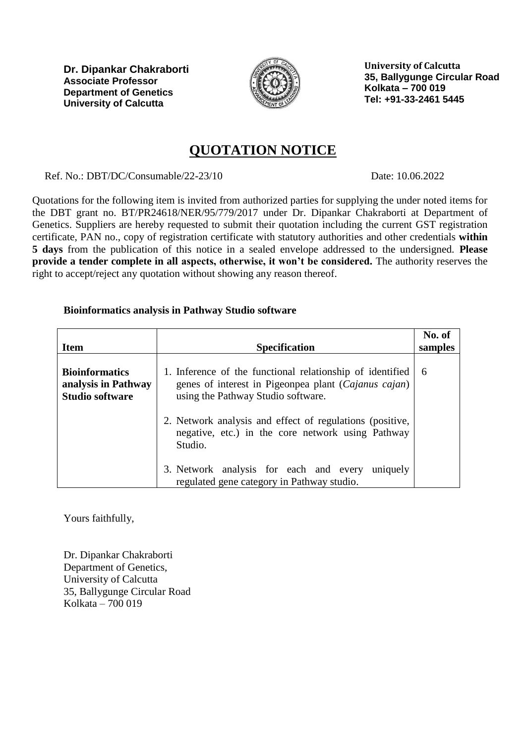**Dr. Dipankar Chakraborti**
**Associate Professor**
**Department of Genetics**
**University of Calcutta**

**University of Calcutta**
**35, Ballygunge Circular Road**
**Kolkata – 700 019**
**Tel: +91-33-2461 5445**

# QUOTATION NOTICE

Ref. No.: DBT/DC/Consumable/22-23/10 Date: 10.06.2022

Quotations for the following item is invited from authorized parties for supplying the under noted items for the DBT grant no. BT/PR24618/NER/95/779/2017 under Dr. Dipankar Chakraborti at Department of Genetics. Suppliers are hereby requested to submit their quotation including the current GST registration certificate, PAN no., copy of registration certificate with statutory authorities and other credentials **within 5 days** from the publication of this notice in a sealed envelope addressed to the undersigned. **Please provide a tender complete in all aspects, otherwise, it won't be considered.** The authority reserves the right to accept/reject any quotation without showing any reason thereof.

**Bioinformatics analysis in Pathway Studio software**

| Item | Specification | No. of samples |
|---|---|---|
| **Bioinformatics analysis in Pathway Studio software** | 1. Inference of the functional relationship of identified genes of interest in Pigeonpea plant (*Cajanus cajan*) using the Pathway Studio software.<br>2. Network analysis and effect of regulations (positive, negative, etc.) in the core network using Pathway Studio.<br>3. Network analysis for each and every uniquely regulated gene category in Pathway studio. | 6 |

Yours faithfully,

Dr. Dipankar Chakraborti
Department of Genetics,
University of Calcutta
35, Ballygunge Circular Road
Kolkata – 700 019